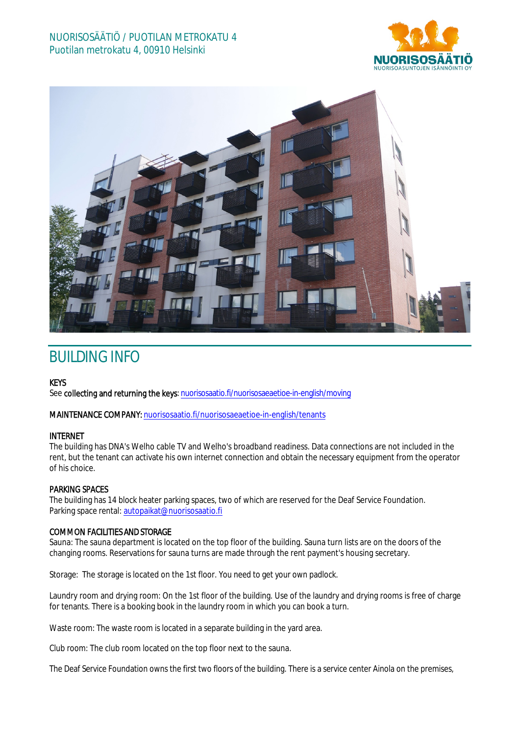NUORISOSÄÄTIÖ / PUOTILAN METROKATU 4
Puotilan metrokatu 4, 00910 Helsinki

# BUILDING INFO

**KEYS**
See collecting and returning the keys: nuorisosaatio.fi/nuorisosaeaetioe-in-english/moving

**MAINTENANCE COMPANY:** nuorisosaatio.fi/nuorisosaeaetioe-in-english/tenants

**INTERNET**
The building has DNA's Welho cable TV and Welho's broadband readiness. Data connections are not included in the rent, but the tenant can activate his own internet connection and obtain the necessary equipment from the operator of his choice.

**PARKING SPACES**
The building has 14 block heater parking spaces, two of which are reserved for the Deaf Service Foundation.
Parking space rental: autopaikat@nuorisosaatio.fi

**COMMON FACILITIES AND STORAGE**
Sauna: The sauna department is located on the top floor of the building. Sauna turn lists are on the doors of the changing rooms. Reservations for sauna turns are made through the rent payment's housing secretary.

Storage: The storage is located on the 1st floor. You need to get your own padlock.

Laundry room and drying room: On the 1st floor of the building. Use of the laundry and drying rooms is free of charge for tenants. There is a booking book in the laundry room in which you can book a turn.

Waste room: The waste room is located in a separate building in the yard area.

Club room: The club room located on the top floor next to the sauna.

The Deaf Service Foundation owns the first two floors of the building. There is a service center Ainola on the premises,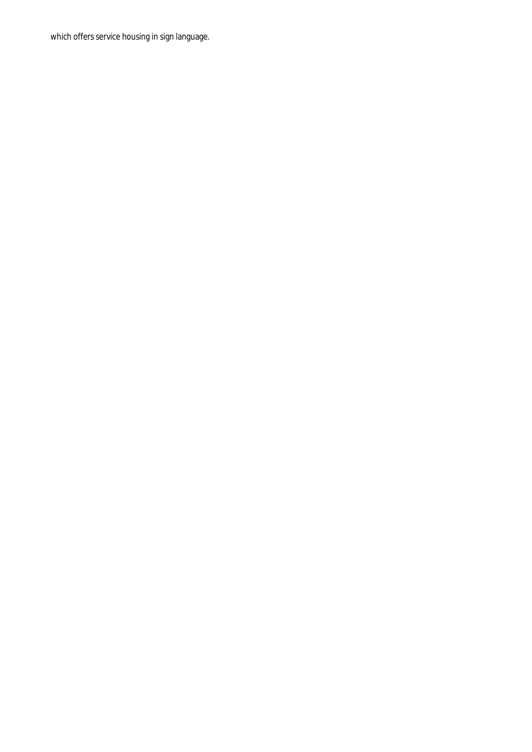which offers service housing in sign language.